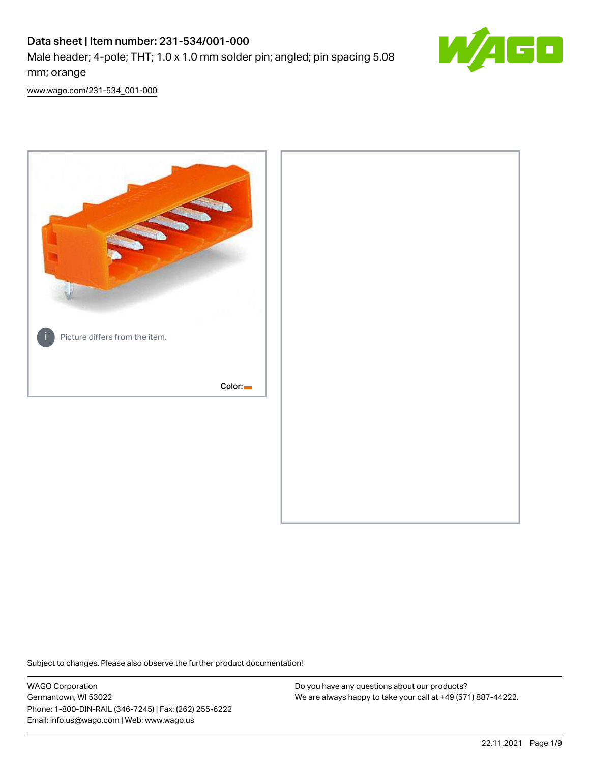# Data sheet | Item number: 231-534/001-000

Male header; 4-pole; THT; 1.0 x 1.0 mm solder pin; angled; pin spacing 5.08 mm; orange

www.wago.com/231-534_001-000

Picture differs from the item.

Color:

Subject to changes. Please also observe the further product documentation!

WAGO Corporation
Germantown, WI 53022
Phone: 1-800-DIN-RAIL (346-7245) | Fax: (262) 255-6222
Email: info.us@wago.com | Web: www.wago.us

Do you have any questions about our products?
We are always happy to take your call at +49 (571) 887-44222.

22.11.2021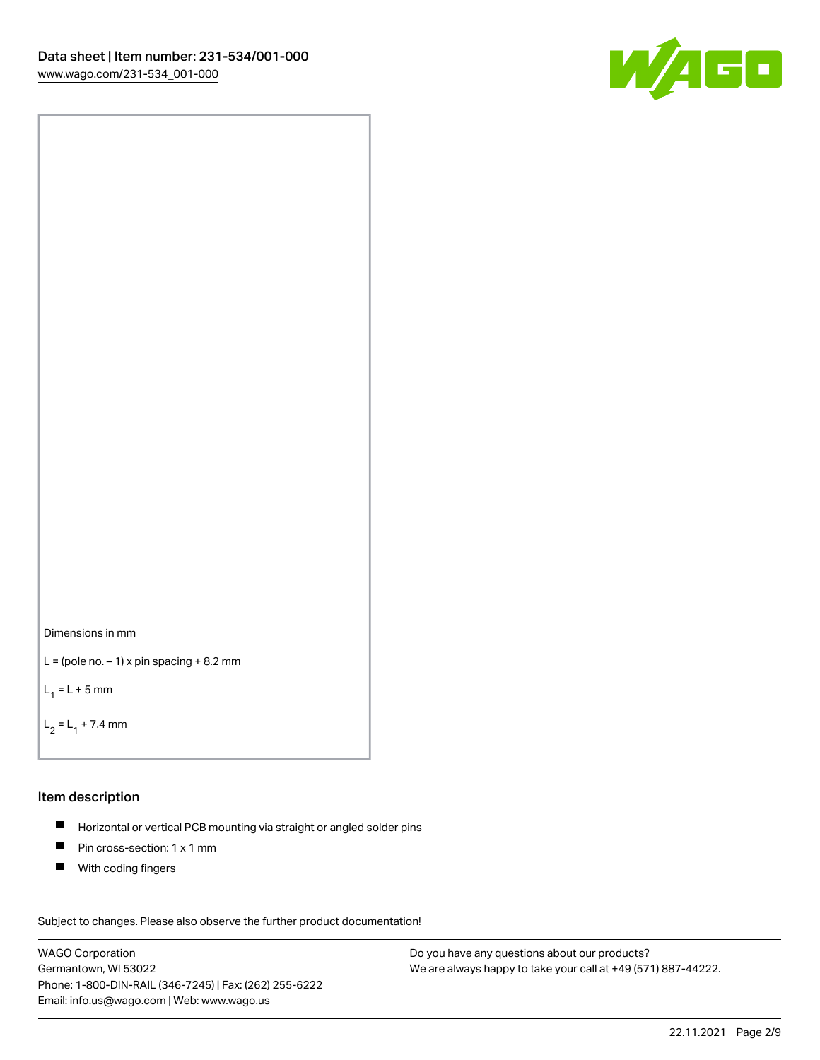Dimensions in mm

L = (pole no. – 1) x pin spacing + 8.2 mm

$L_1$ = L + 5 mm

$L_2$ = $L_1$ + 7.4 mm

## Item description

- Horizontal or vertical PCB mounting via straight or angled solder pins
- Pin cross-section: 1 x 1 mm
- With coding fingers

Subject to changes. Please also observe the further product documentation!

WAGO Corporation
Germantown, WI 53022
Phone: 1-800-DIN-RAIL (346-7245) | Fax: (262) 255-6222
Email: info.us@wago.com | Web: www.wago.us

Do you have any questions about our products?
We are always happy to take your call at +49 (571) 887-44222.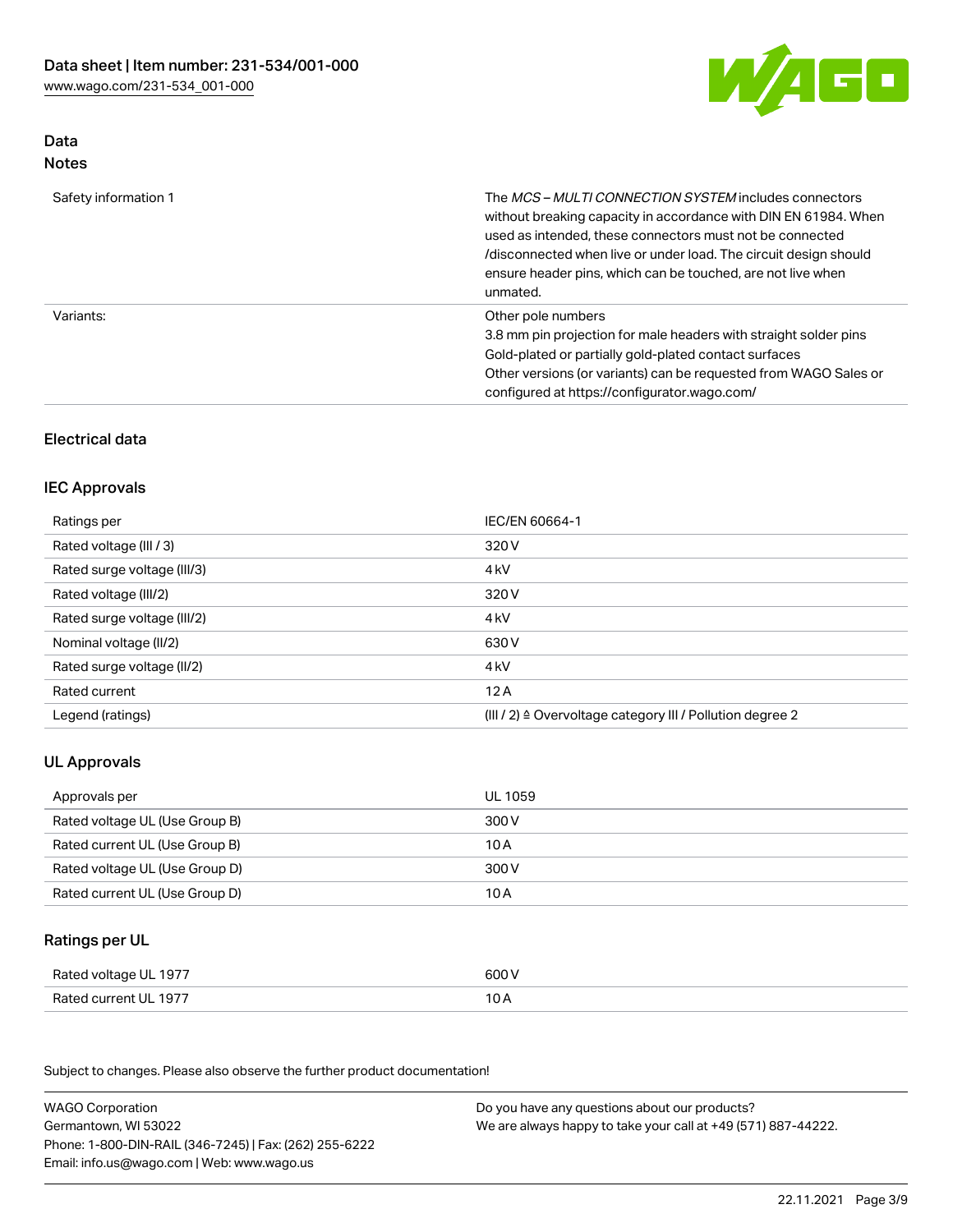## Data

### Notes

| | |
|---|---|
| Safety information 1 | The *MCS – MULTI CONNECTION SYSTEM* includes connectors without breaking capacity in accordance with DIN EN 61984. When used as intended, these connectors must not be connected /disconnected when live or under load. The circuit design should ensure header pins, which can be touched, are not live when unmated. |
| Variants: | Other pole numbers<br>3.8 mm pin projection for male headers with straight solder pins<br>Gold-plated or partially gold-plated contact surfaces<br>Other versions (or variants) can be requested from WAGO Sales or configured at https://configurator.wago.com/ |

## Electrical data

### IEC Approvals

| | |
|---|---|
| Ratings per | IEC/EN 60664-1 |
| Rated voltage (III / 3) | 320 V |
| Rated surge voltage (III/3) | 4 kV |
| Rated voltage (III/2) | 320 V |
| Rated surge voltage (III/2) | 4 kV |
| Nominal voltage (II/2) | 630 V |
| Rated surge voltage (II/2) | 4 kV |
| Rated current | 12 A |
| Legend (ratings) | (III / 2) ≙ Overvoltage category III / Pollution degree 2 |

### UL Approvals

| | |
|---|---|
| Approvals per | UL 1059 |
| Rated voltage UL (Use Group B) | 300 V |
| Rated current UL (Use Group B) | 10 A |
| Rated voltage UL (Use Group D) | 300 V |
| Rated current UL (Use Group D) | 10 A |

### Ratings per UL

| | |
|---|---|
| Rated voltage UL 1977 | 600 V |
| Rated current UL 1977 | 10 A |

Subject to changes. Please also observe the further product documentation!

WAGO Corporation
Germantown, WI 53022
Phone: 1-800-DIN-RAIL (346-7245) | Fax: (262) 255-6222
Email: info.us@wago.com | Web: www.wago.us

Do you have any questions about our products?
We are always happy to take your call at +49 (571) 887-44222.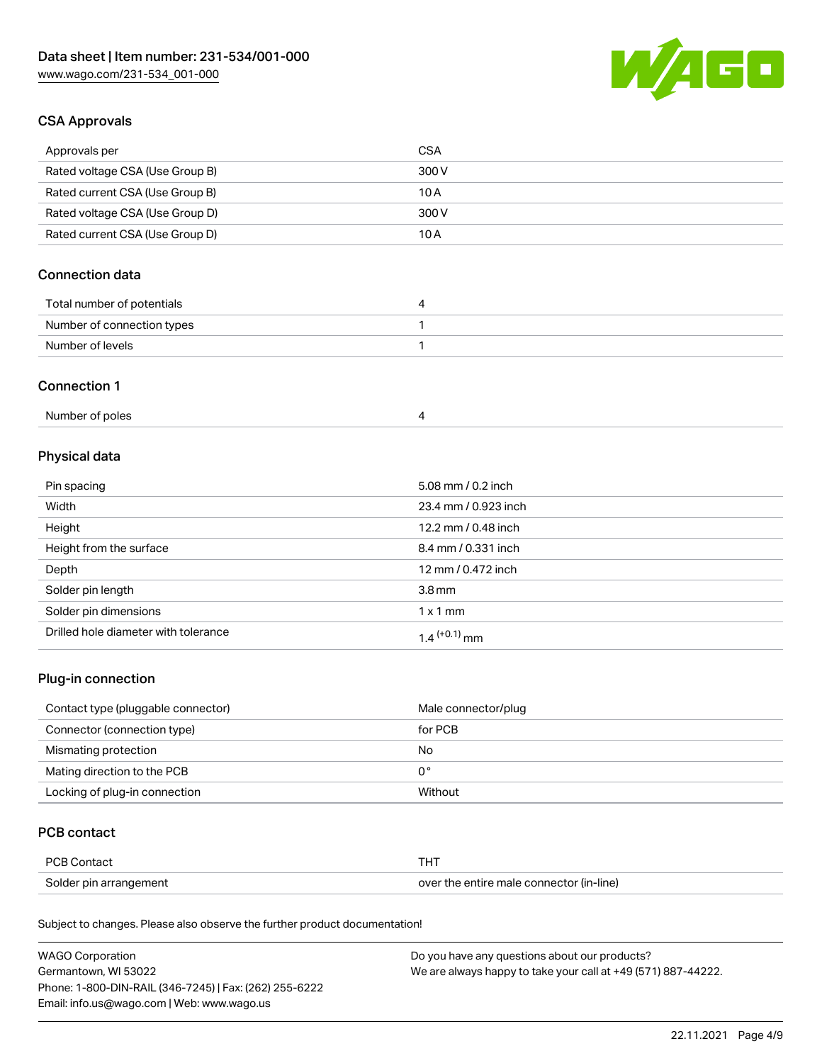## CSA Approvals

| | |
|---|---|
| Approvals per | CSA |
| Rated voltage CSA (Use Group B) | 300 V |
| Rated current CSA (Use Group B) | 10 A |
| Rated voltage CSA (Use Group D) | 300 V |
| Rated current CSA (Use Group D) | 10 A |

## Connection data

| | |
|---|---|
| Total number of potentials | 4 |
| Number of connection types | 1 |
| Number of levels | 1 |

## Connection 1

| | |
|---|---|
| Number of poles | 4 |

## Physical data

| | |
|---|---|
| Pin spacing | 5.08 mm / 0.2 inch |
| Width | 23.4 mm / 0.923 inch |
| Height | 12.2 mm / 0.48 inch |
| Height from the surface | 8.4 mm / 0.331 inch |
| Depth | 12 mm / 0.472 inch |
| Solder pin length | 3.8 mm |
| Solder pin dimensions | 1 x 1 mm |
| Drilled hole diameter with tolerance | $1.4^{(+0.1)}$ mm |

## Plug-in connection

| | |
|---|---|
| Contact type (pluggable connector) | Male connector/plug |
| Connector (connection type) | for PCB |
| Mismating protection | No |
| Mating direction to the PCB | 0 ° |
| Locking of plug-in connection | Without |

## PCB contact

| | |
|---|---|
| PCB Contact | THT |
| Solder pin arrangement | over the entire male connector (in-line) |

Subject to changes. Please also observe the further product documentation!

WAGO Corporation
Germantown, WI 53022
Phone: 1-800-DIN-RAIL (346-7245) | Fax: (262) 255-6222
Email: info.us@wago.com | Web: www.wago.us

Do you have any questions about our products?
We are always happy to take your call at +49 (571) 887-44222.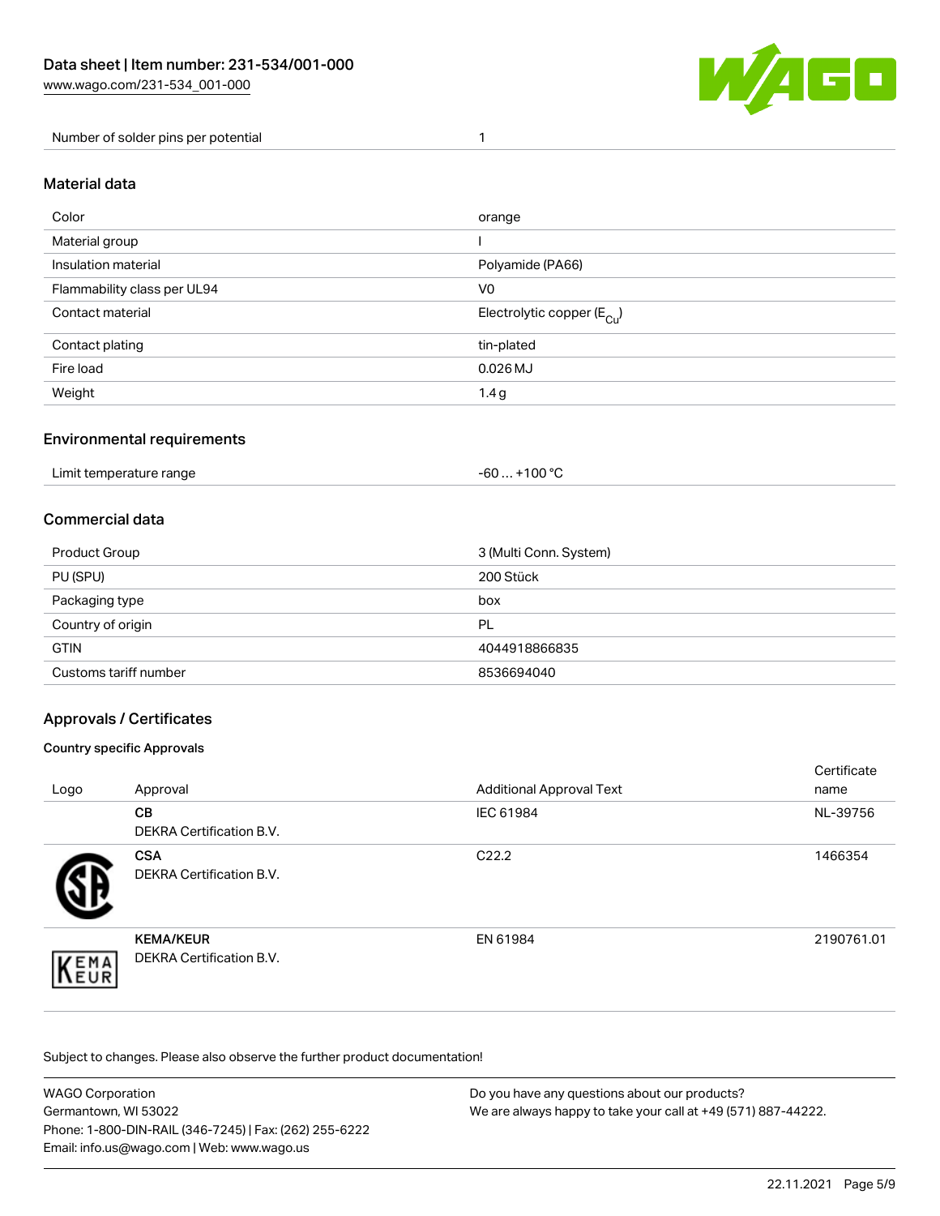| Number of solder pins per potential | 1 |
| --- | --- |

## Material data

| Color | orange |
| --- | --- |
| Material group | I |
| Insulation material | Polyamide (PA66) |
| Flammability class per UL94 | V0 |
| Contact material | Electrolytic copper ($E_{Cu}$) |
| Contact plating | tin-plated |
| Fire load | 0.026 MJ |
| Weight | 1.4 g |

## Environmental requirements

| Limit temperature range | -60 … +100 °C |
| --- | --- |

## Commercial data

| Product Group | 3 (Multi Conn. System) |
| --- | --- |
| PU (SPU) | 200 Stück |
| Packaging type | box |
| Country of origin | PL |
| GTIN | 4044918866835 |
| Customs tariff number | 8536694040 |

## Approvals / Certificates

### Country specific Approvals

| Logo | Approval | Additional Approval Text | Certificate name |
| --- | --- | --- | --- |
| | **CB** DEKRA Certification B.V. | IEC 61984 | NL-39756 |
| | **CSA** DEKRA Certification B.V. | C22.2 | 1466354 |
| | **KEMA/KEUR** DEKRA Certification B.V. | EN 61984 | 2190761.01 |

Subject to changes. Please also observe the further product documentation!

WAGO Corporation
Germantown, WI 53022
Phone: 1-800-DIN-RAIL (346-7245) | Fax: (262) 255-6222
Email: info.us@wago.com | Web: www.wago.us

Do you have any questions about our products?
We are always happy to take your call at +49 (571) 887-44222.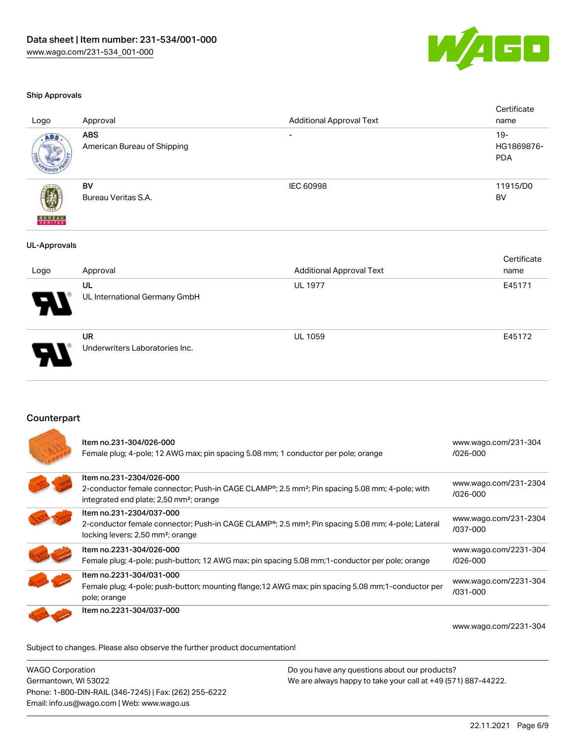## Ship Approvals

| Logo | Approval | Additional Approval Text | Certificate name |
|---|---|---|---|
| | **ABS**<br>American Bureau of Shipping | - | 19-HG1869876-PDA |
| | **BV**<br>Bureau Veritas S.A. | IEC 60998 | 11915/D0 BV |

## UL-Approvals

| Logo | Approval | Additional Approval Text | Certificate name |
|---|---|---|---|
| | **UL**<br>UL International Germany GmbH | UL 1977 | E45171 |
| | **UR**<br>Underwriters Laboratories Inc. | UL 1059 | E45172 |

## Counterpart

| | | |
|---|---|---|
| | Item no.231-304/026-000<br>Female plug; 4-pole; 12 AWG max; pin spacing 5.08 mm; 1 conductor per pole; orange | www.wago.com/231-304/026-000 |
| | Item no.231-2304/026-000<br>2-conductor female connector; Push-in CAGE CLAMP®; 2.5 mm²; Pin spacing 5.08 mm; 4-pole; with integrated end plate; 2,50 mm²; orange | www.wago.com/231-2304/026-000 |
| | Item no.231-2304/037-000<br>2-conductor female connector; Push-in CAGE CLAMP®; 2.5 mm²; Pin spacing 5.08 mm; 4-pole; Lateral locking levers; 2,50 mm²; orange | www.wago.com/231-2304/037-000 |
| | Item no.2231-304/026-000<br>Female plug; 4-pole; push-button; 12 AWG max; pin spacing 5.08 mm;1-conductor per pole; orange | www.wago.com/2231-304/026-000 |
| | Item no.2231-304/031-000<br>Female plug; 4-pole; push-button; mounting flange;12 AWG max; pin spacing 5.08 mm;1-conductor per pole; orange | www.wago.com/2231-304/031-000 |
| | Item no.2231-304/037-000 | www.wago.com/2231-304 |

Subject to changes. Please also observe the further product documentation!

WAGO Corporation
Germantown, WI 53022
Phone: 1-800-DIN-RAIL (346-7245) | Fax: (262) 255-6222
Email: info.us@wago.com | Web: www.wago.us

Do you have any questions about our products?
We are always happy to take your call at +49 (571) 887-44222.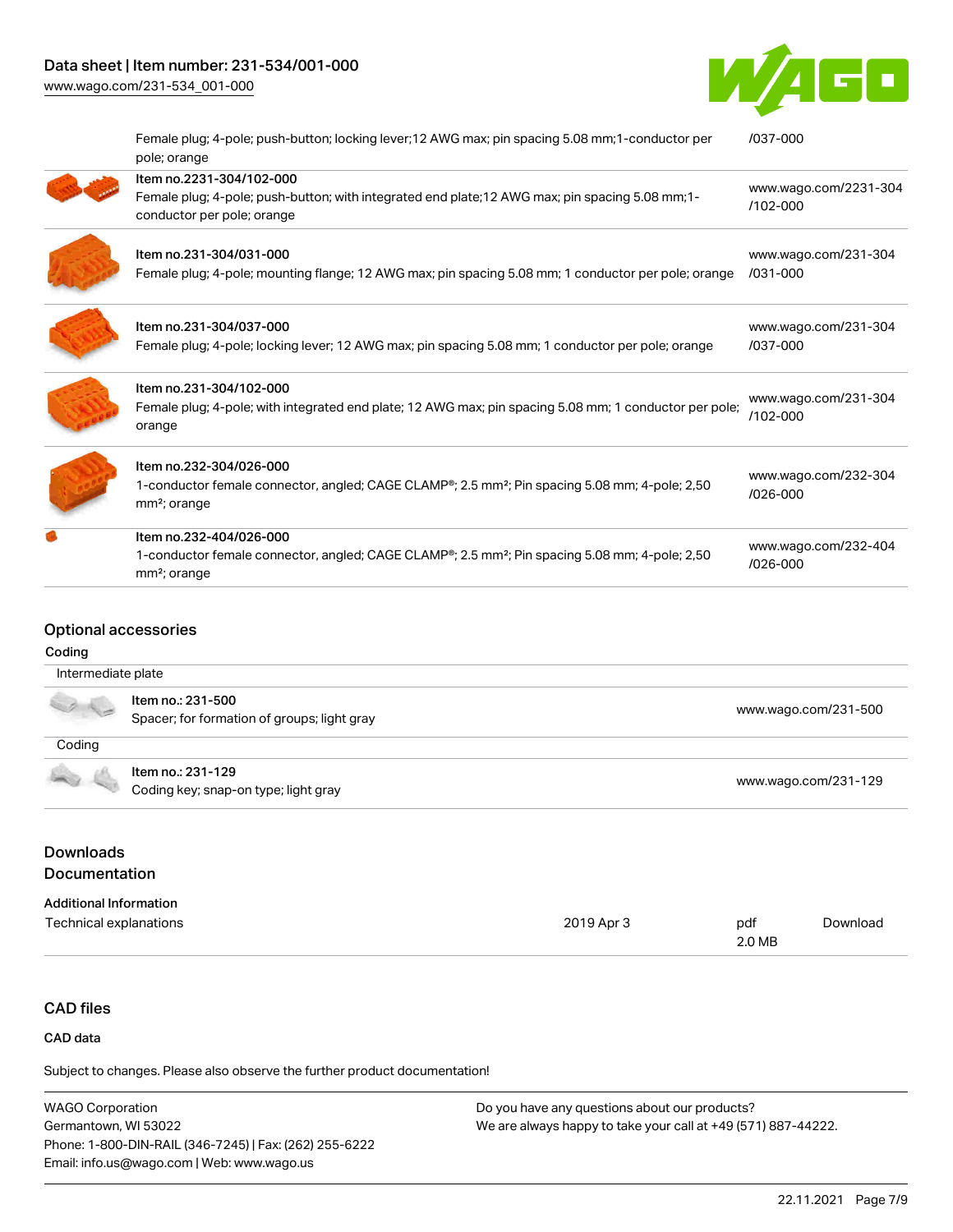| | | |
|---|---|---|
| | Female plug; 4-pole; push-button; locking lever;12 AWG max; pin spacing 5.08 mm;1-conductor per pole; orange | /037-000 |
| | Item no.2231-304/102-000<br>Female plug; 4-pole; push-button; with integrated end plate;12 AWG max; pin spacing 5.08 mm;1-conductor per pole; orange | www.wago.com/2231-304/102-000 |
| | Item no.231-304/031-000<br>Female plug; 4-pole; mounting flange; 12 AWG max; pin spacing 5.08 mm; 1 conductor per pole; orange | www.wago.com/231-304/031-000 |
| | Item no.231-304/037-000<br>Female plug; 4-pole; locking lever; 12 AWG max; pin spacing 5.08 mm; 1 conductor per pole; orange | www.wago.com/231-304/037-000 |
| | Item no.231-304/102-000<br>Female plug; 4-pole; with integrated end plate; 12 AWG max; pin spacing 5.08 mm; 1 conductor per pole; orange | www.wago.com/231-304/102-000 |
| | Item no.232-304/026-000<br>1-conductor female connector, angled; CAGE CLAMP®; 2.5 mm²; Pin spacing 5.08 mm; 4-pole; 2,50 mm²; orange | www.wago.com/232-304/026-000 |
| | Item no.232-404/026-000<br>1-conductor female connector, angled; CAGE CLAMP®; 2.5 mm²; Pin spacing 5.08 mm; 4-pole; 2,50 mm²; orange | www.wago.com/232-404/026-000 |

## Optional accessories

**Coding**

| | | |
|---|---|---|
| Intermediate plate | | |
| | Item no.: 231-500<br>Spacer; for formation of groups; light gray | www.wago.com/231-500 |
| Coding | | |
| | Item no.: 231-129<br>Coding key; snap-on type; light gray | www.wago.com/231-129 |

## Downloads
## Documentation

**Additional Information**

| | | | |
|---|---|---|---|
| Technical explanations | 2019 Apr 3 | pdf<br>2.0 MB | Download |

## CAD files

**CAD data**

Subject to changes. Please also observe the further product documentation!

WAGO Corporation
Germantown, WI 53022
Phone: 1-800-DIN-RAIL (346-7245) | Fax: (262) 255-6222
Email: info.us@wago.com | Web: www.wago.us

Do you have any questions about our products?
We are always happy to take your call at +49 (571) 887-44222.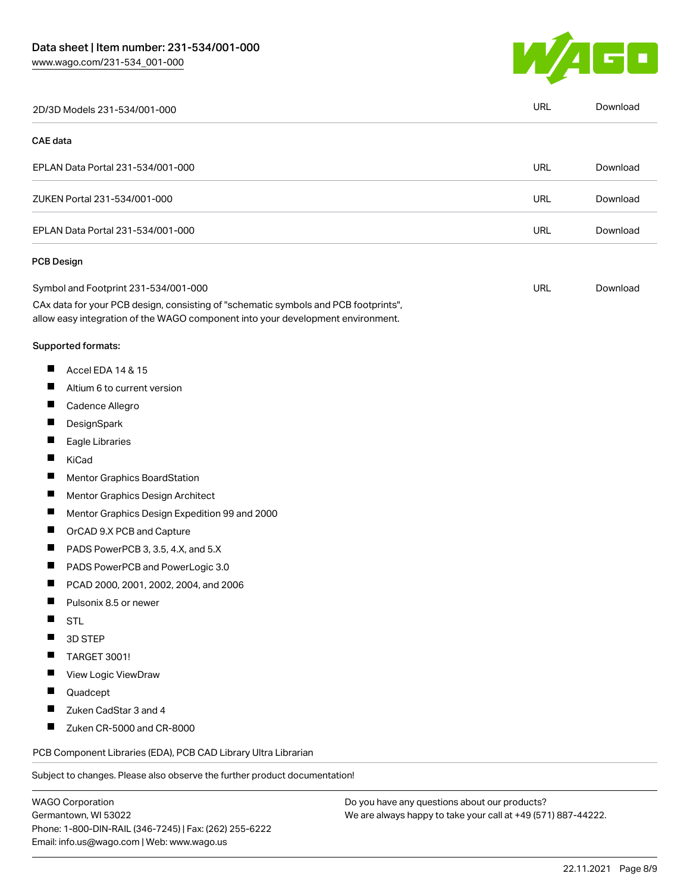| | | |
|---|---|---|
| 2D/3D Models 231-534/001-000 | URL | Download |

### CAE data

| | | |
|---|---|---|
| EPLAN Data Portal 231-534/001-000 | URL | Download |
| ZUKEN Portal 231-534/001-000 | URL | Download |
| EPLAN Data Portal 231-534/001-000 | URL | Download |

### PCB Design

| | | |
|---|---|---|
| Symbol and Footprint 231-534/001-000 | URL | Download |

CAx data for your PCB design, consisting of "schematic symbols and PCB footprints", allow easy integration of the WAGO component into your development environment.

**Supported formats:**

- Accel EDA 14 & 15
- Altium 6 to current version
- Cadence Allegro
- DesignSpark
- Eagle Libraries
- KiCad
- Mentor Graphics BoardStation
- Mentor Graphics Design Architect
- Mentor Graphics Design Expedition 99 and 2000
- OrCAD 9.X PCB and Capture
- PADS PowerPCB 3, 3.5, 4.X, and 5.X
- PADS PowerPCB and PowerLogic 3.0
- PCAD 2000, 2001, 2002, 2004, and 2006
- Pulsonix 8.5 or newer
- STL
- 3D STEP
- TARGET 3001!
- View Logic ViewDraw
- Quadcept
- Zuken CadStar 3 and 4
- Zuken CR-5000 and CR-8000

PCB Component Libraries (EDA), PCB CAD Library Ultra Librarian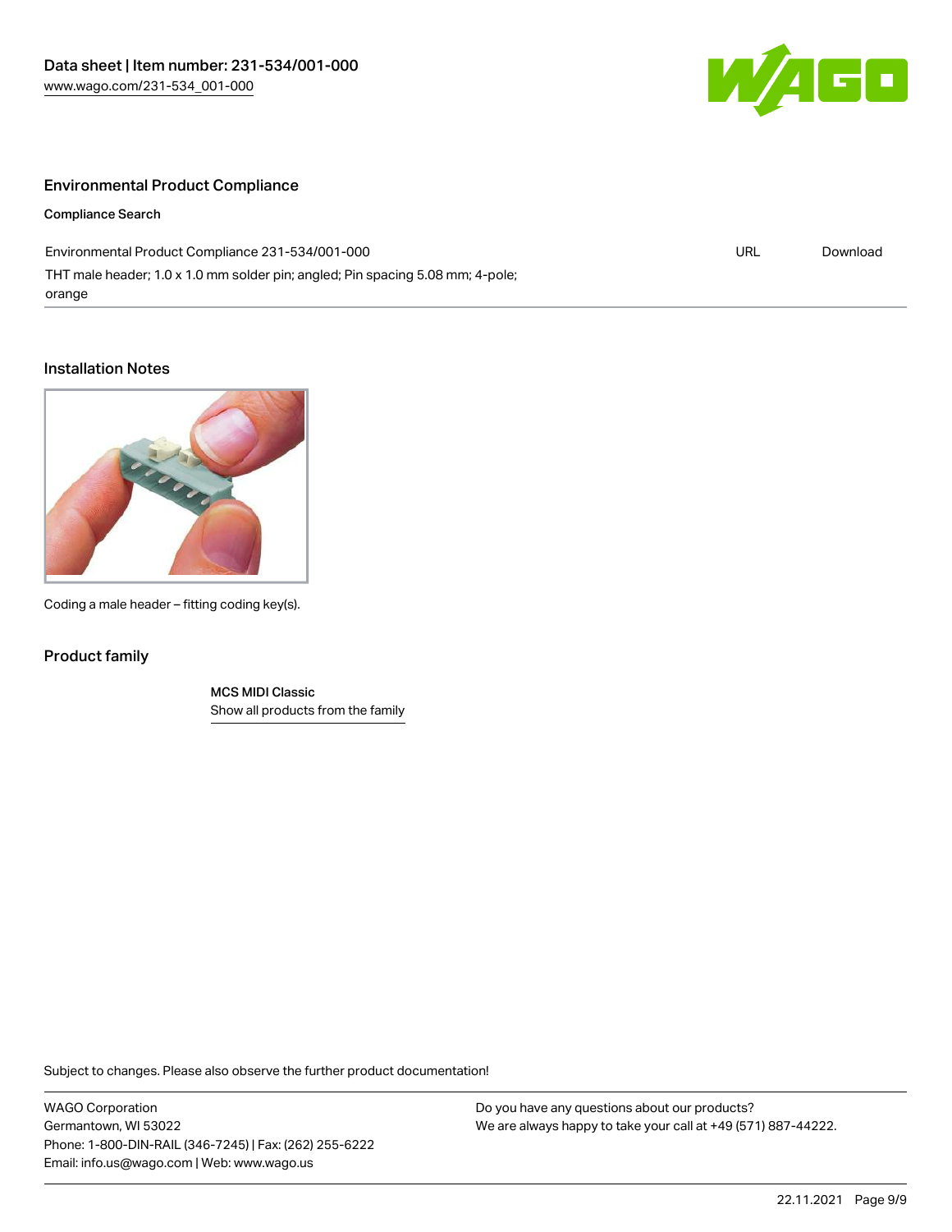## Environmental Product Compliance

**Compliance Search**

| | | |
|---|---|---|
| Environmental Product Compliance 231-534/001-000<br>THT male header; 1.0 x 1.0 mm solder pin; angled; Pin spacing 5.08 mm; 4-pole; orange | URL | Download |

## Installation Notes

Coding a male header – fitting coding key(s).

## Product family

MCS MIDI Classic
Show all products from the family

Subject to changes. Please also observe the further product documentation!

WAGO Corporation
Germantown, WI 53022
Phone: 1-800-DIN-RAIL (346-7245) | Fax: (262) 255-6222
Email: info.us@wago.com | Web: www.wago.us

Do you have any questions about our products?
We are always happy to take your call at +49 (571) 887-44222.